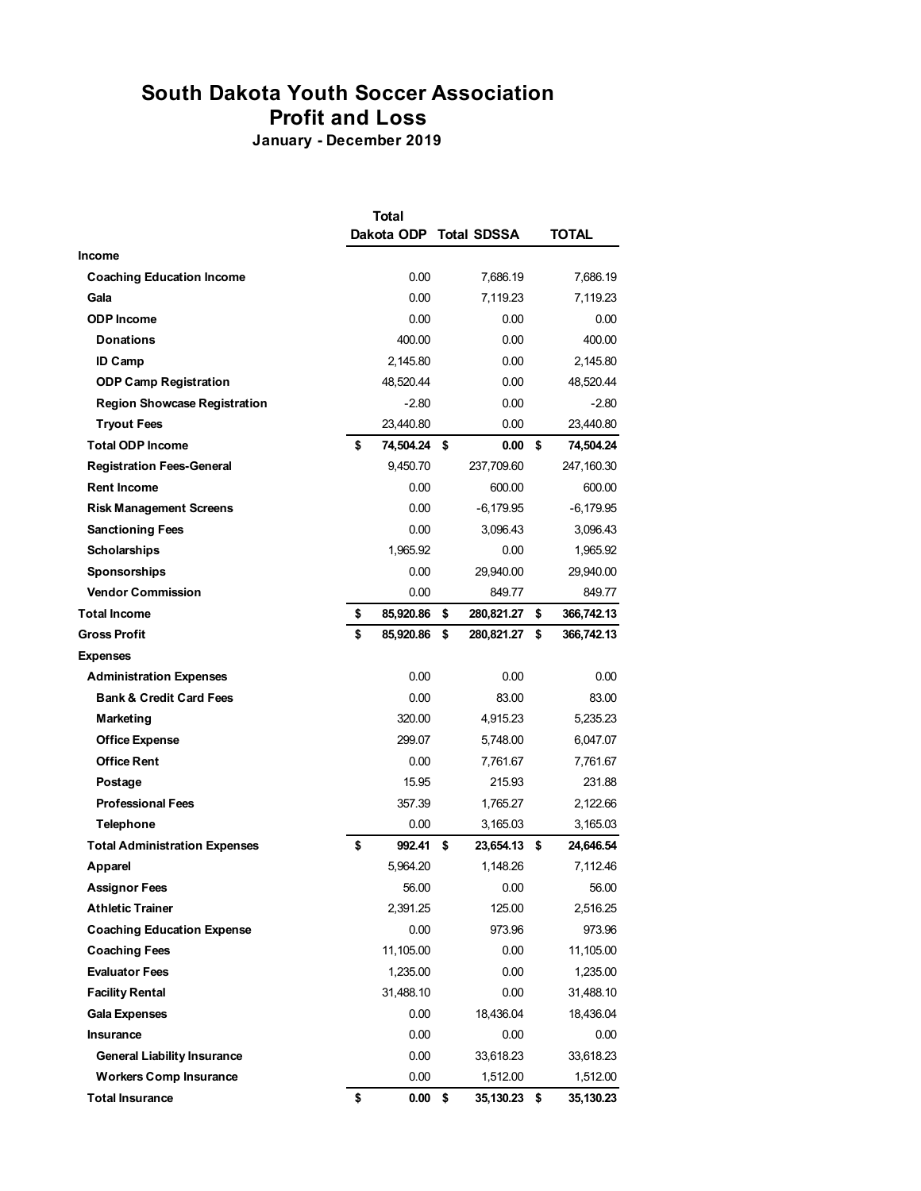# South Dakota Youth Soccer Association
## Profit and Loss
### January - December 2019

| | Total Dakota ODP | Total SDSSA | TOTAL |
|---|---|---|---|
| **Income** | | | |
| Coaching Education Income | 0.00 | 7,686.19 | 7,686.19 |
| Gala | 0.00 | 7,119.23 | 7,119.23 |
| ODP Income | 0.00 | 0.00 | 0.00 |
| Donations | 400.00 | 0.00 | 400.00 |
| ID Camp | 2,145.80 | 0.00 | 2,145.80 |
| ODP Camp Registration | 48,520.44 | 0.00 | 48,520.44 |
| Region Showcase Registration | -2.80 | 0.00 | -2.80 |
| Tryout Fees | 23,440.80 | 0.00 | 23,440.80 |
| **Total ODP Income** | **$ 74,504.24** | **$ 0.00** | **$ 74,504.24** |
| Registration Fees-General | 9,450.70 | 237,709.60 | 247,160.30 |
| Rent Income | 0.00 | 600.00 | 600.00 |
| Risk Management Screens | 0.00 | -6,179.95 | -6,179.95 |
| Sanctioning Fees | 0.00 | 3,096.43 | 3,096.43 |
| Scholarships | 1,965.92 | 0.00 | 1,965.92 |
| Sponsorships | 0.00 | 29,940.00 | 29,940.00 |
| Vendor Commission | 0.00 | 849.77 | 849.77 |
| **Total Income** | **$ 85,920.86** | **$ 280,821.27** | **$ 366,742.13** |
| **Gross Profit** | **$ 85,920.86** | **$ 280,821.27** | **$ 366,742.13** |
| **Expenses** | | | |
| Administration Expenses | 0.00 | 0.00 | 0.00 |
| Bank & Credit Card Fees | 0.00 | 83.00 | 83.00 |
| Marketing | 320.00 | 4,915.23 | 5,235.23 |
| Office Expense | 299.07 | 5,748.00 | 6,047.07 |
| Office Rent | 0.00 | 7,761.67 | 7,761.67 |
| Postage | 15.95 | 215.93 | 231.88 |
| Professional Fees | 357.39 | 1,765.27 | 2,122.66 |
| Telephone | 0.00 | 3,165.03 | 3,165.03 |
| **Total Administration Expenses** | **$ 992.41** | **$ 23,654.13** | **$ 24,646.54** |
| Apparel | 5,964.20 | 1,148.26 | 7,112.46 |
| Assignor Fees | 56.00 | 0.00 | 56.00 |
| Athletic Trainer | 2,391.25 | 125.00 | 2,516.25 |
| Coaching Education Expense | 0.00 | 973.96 | 973.96 |
| Coaching Fees | 11,105.00 | 0.00 | 11,105.00 |
| Evaluator Fees | 1,235.00 | 0.00 | 1,235.00 |
| Facility Rental | 31,488.10 | 0.00 | 31,488.10 |
| Gala Expenses | 0.00 | 18,436.04 | 18,436.04 |
| Insurance | 0.00 | 0.00 | 0.00 |
| General Liability Insurance | 0.00 | 33,618.23 | 33,618.23 |
| Workers Comp Insurance | 0.00 | 1,512.00 | 1,512.00 |
| **Total Insurance** | **$ 0.00** | **$ 35,130.23** | **$ 35,130.23** |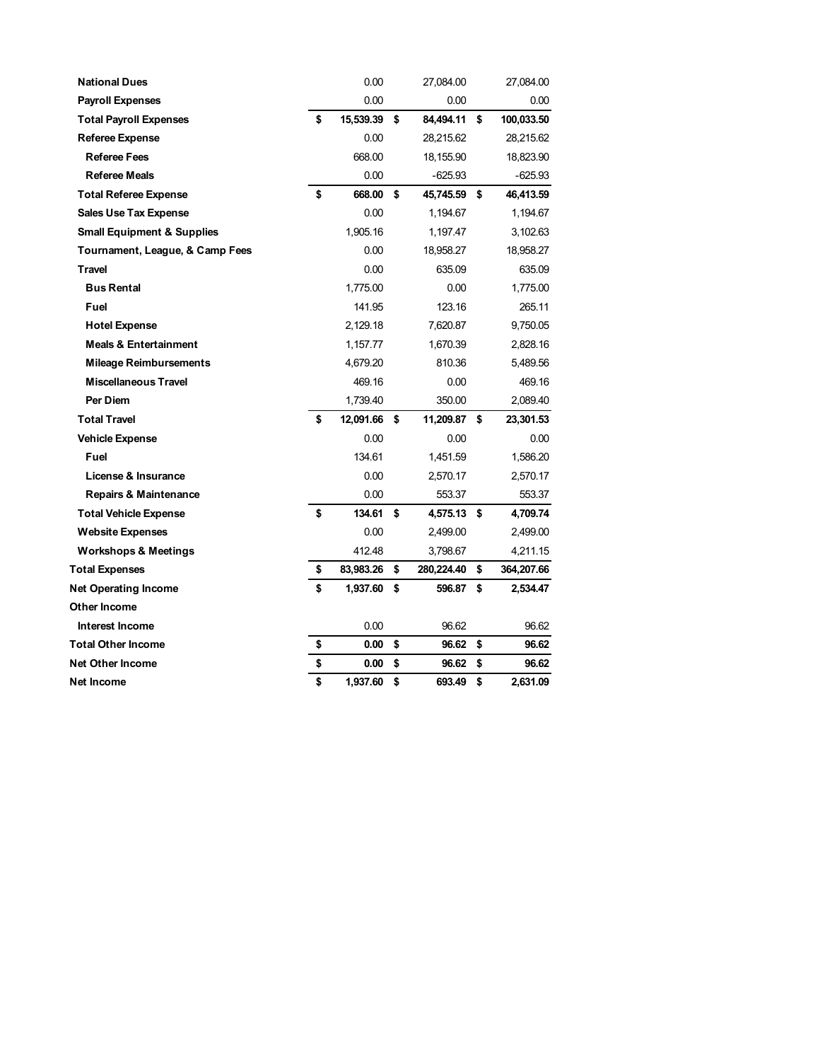| | | | |
|---|---|---|---|
| National Dues | 0.00 | 27,084.00 | 27,084.00 |
| Payroll Expenses | 0.00 | 0.00 | 0.00 |
| **Total Payroll Expenses** | **$ 15,539.39** | **$ 84,494.11** | **$ 100,033.50** |
| Referee Expense | 0.00 | 28,215.62 | 28,215.62 |
| Referee Fees | 668.00 | 18,155.90 | 18,823.90 |
| Referee Meals | 0.00 | -625.93 | -625.93 |
| **Total Referee Expense** | **$ 668.00** | **$ 45,745.59** | **$ 46,413.59** |
| Sales Use Tax Expense | 0.00 | 1,194.67 | 1,194.67 |
| Small Equipment & Supplies | 1,905.16 | 1,197.47 | 3,102.63 |
| Tournament, League, & Camp Fees | 0.00 | 18,958.27 | 18,958.27 |
| Travel | 0.00 | 635.09 | 635.09 |
| Bus Rental | 1,775.00 | 0.00 | 1,775.00 |
| Fuel | 141.95 | 123.16 | 265.11 |
| Hotel Expense | 2,129.18 | 7,620.87 | 9,750.05 |
| Meals & Entertainment | 1,157.77 | 1,670.39 | 2,828.16 |
| Mileage Reimbursements | 4,679.20 | 810.36 | 5,489.56 |
| Miscellaneous Travel | 469.16 | 0.00 | 469.16 |
| Per Diem | 1,739.40 | 350.00 | 2,089.40 |
| **Total Travel** | **$ 12,091.66** | **$ 11,209.87** | **$ 23,301.53** |
| Vehicle Expense | 0.00 | 0.00 | 0.00 |
| Fuel | 134.61 | 1,451.59 | 1,586.20 |
| License & Insurance | 0.00 | 2,570.17 | 2,570.17 |
| Repairs & Maintenance | 0.00 | 553.37 | 553.37 |
| **Total Vehicle Expense** | **$ 134.61** | **$ 4,575.13** | **$ 4,709.74** |
| Website Expenses | 0.00 | 2,499.00 | 2,499.00 |
| Workshops & Meetings | 412.48 | 3,798.67 | 4,211.15 |
| **Total Expenses** | **$ 83,983.26** | **$ 280,224.40** | **$ 364,207.66** |
| **Net Operating Income** | **$ 1,937.60** | **$ 596.87** | **$ 2,534.47** |
| Other Income | | | |
| Interest Income | 0.00 | 96.62 | 96.62 |
| **Total Other Income** | **$ 0.00** | **$ 96.62** | **$ 96.62** |
| **Net Other Income** | **$ 0.00** | **$ 96.62** | **$ 96.62** |
| **Net Income** | **$ 1,937.60** | **$ 693.49** | **$ 2,631.09** |